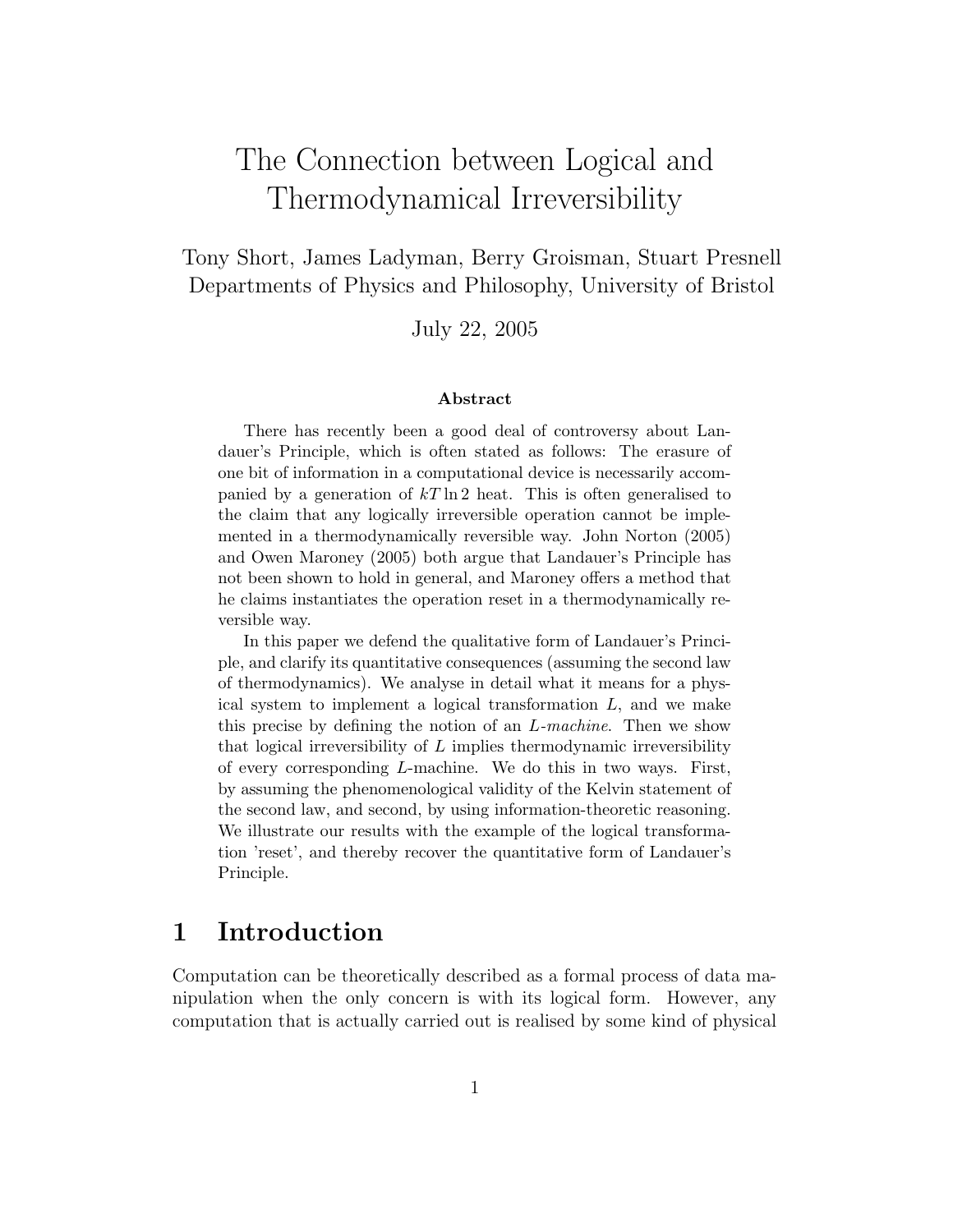# The Connection between Logical and Thermodynamical Irreversibility

Tony Short, James Ladyman, Berry Groisman, Stuart Presnell
Departments of Physics and Philosophy, University of Bristol

July 22, 2005

### Abstract

There has recently been a good deal of controversy about Landauer's Principle, which is often stated as follows: The erasure of one bit of information in a computational device is necessarily accompanied by a generation of $kT \ln 2$ heat. This is often generalised to the claim that any logically irreversible operation cannot be implemented in a thermodynamically reversible way. John Norton (2005) and Owen Maroney (2005) both argue that Landauer's Principle has not been shown to hold in general, and Maroney offers a method that he claims instantiates the operation reset in a thermodynamically reversible way.

In this paper we defend the qualitative form of Landauer's Principle, and clarify its quantitative consequences (assuming the second law of thermodynamics). We analyse in detail what it means for a physical system to implement a logical transformation $L$, and we make this precise by defining the notion of an *L-machine*. Then we show that logical irreversibility of $L$ implies thermodynamic irreversibility of every corresponding $L$-machine. We do this in two ways. First, by assuming the phenomenological validity of the Kelvin statement of the second law, and second, by using information-theoretic reasoning. We illustrate our results with the example of the logical transformation 'reset', and thereby recover the quantitative form of Landauer's Principle.

## 1 Introduction

Computation can be theoretically described as a formal process of data manipulation when the only concern is with its logical form. However, any computation that is actually carried out is realised by some kind of physical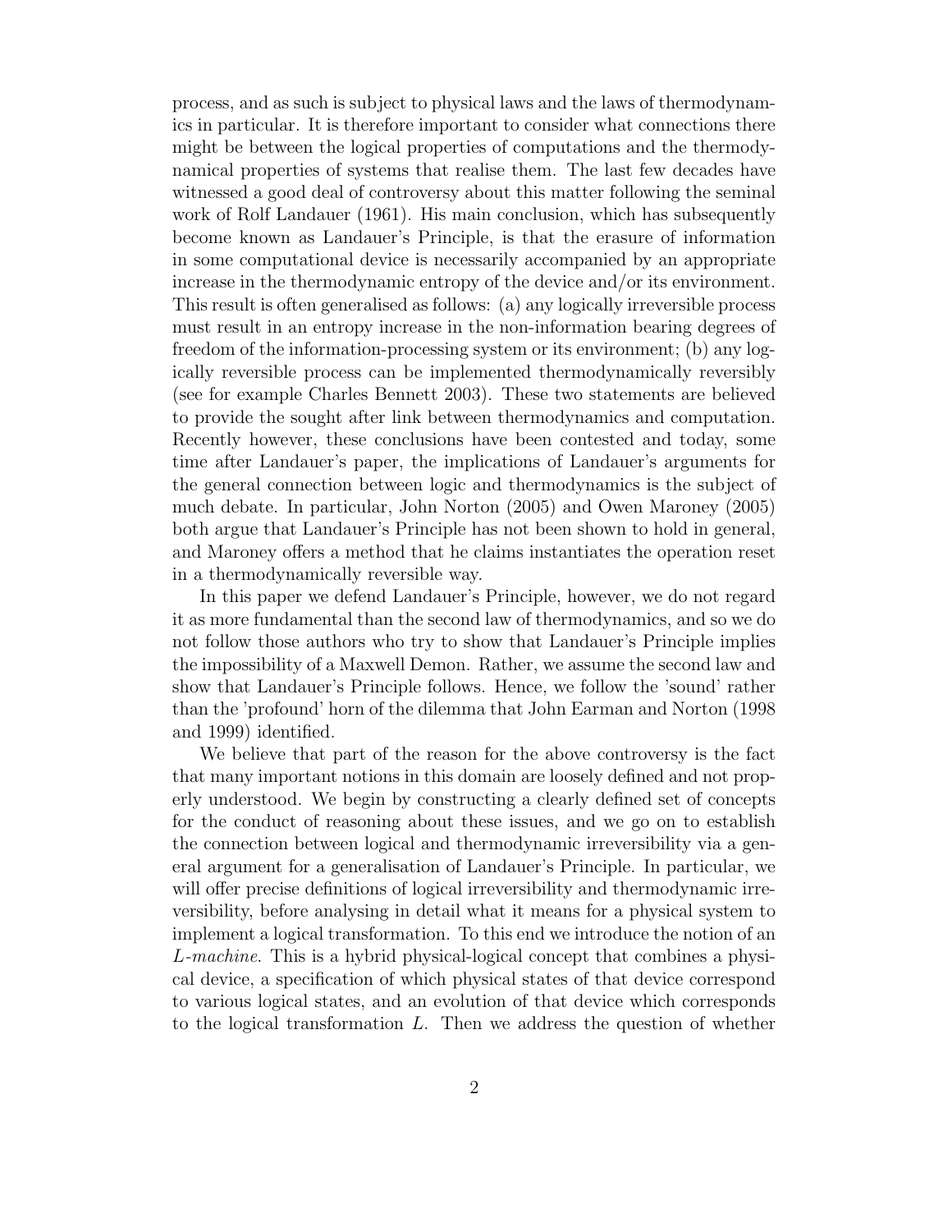process, and as such is subject to physical laws and the laws of thermodynamics in particular. It is therefore important to consider what connections there might be between the logical properties of computations and the thermodynamical properties of systems that realise them. The last few decades have witnessed a good deal of controversy about this matter following the seminal work of Rolf Landauer (1961). His main conclusion, which has subsequently become known as Landauer's Principle, is that the erasure of information in some computational device is necessarily accompanied by an appropriate increase in the thermodynamic entropy of the device and/or its environment. This result is often generalised as follows: (a) any logically irreversible process must result in an entropy increase in the non-information bearing degrees of freedom of the information-processing system or its environment; (b) any logically reversible process can be implemented thermodynamically reversibly (see for example Charles Bennett 2003). These two statements are believed to provide the sought after link between thermodynamics and computation. Recently however, these conclusions have been contested and today, some time after Landauer's paper, the implications of Landauer's arguments for the general connection between logic and thermodynamics is the subject of much debate. In particular, John Norton (2005) and Owen Maroney (2005) both argue that Landauer's Principle has not been shown to hold in general, and Maroney offers a method that he claims instantiates the operation reset in a thermodynamically reversible way.

In this paper we defend Landauer's Principle, however, we do not regard it as more fundamental than the second law of thermodynamics, and so we do not follow those authors who try to show that Landauer's Principle implies the impossibility of a Maxwell Demon. Rather, we assume the second law and show that Landauer's Principle follows. Hence, we follow the 'sound' rather than the 'profound' horn of the dilemma that John Earman and Norton (1998 and 1999) identified.

We believe that part of the reason for the above controversy is the fact that many important notions in this domain are loosely defined and not properly understood. We begin by constructing a clearly defined set of concepts for the conduct of reasoning about these issues, and we go on to establish the connection between logical and thermodynamic irreversibility via a general argument for a generalisation of Landauer's Principle. In particular, we will offer precise definitions of logical irreversibility and thermodynamic irreversibility, before analysing in detail what it means for a physical system to implement a logical transformation. To this end we introduce the notion of an *L-machine*. This is a hybrid physical-logical concept that combines a physical device, a specification of which physical states of that device correspond to various logical states, and an evolution of that device which corresponds to the logical transformation $L$. Then we address the question of whether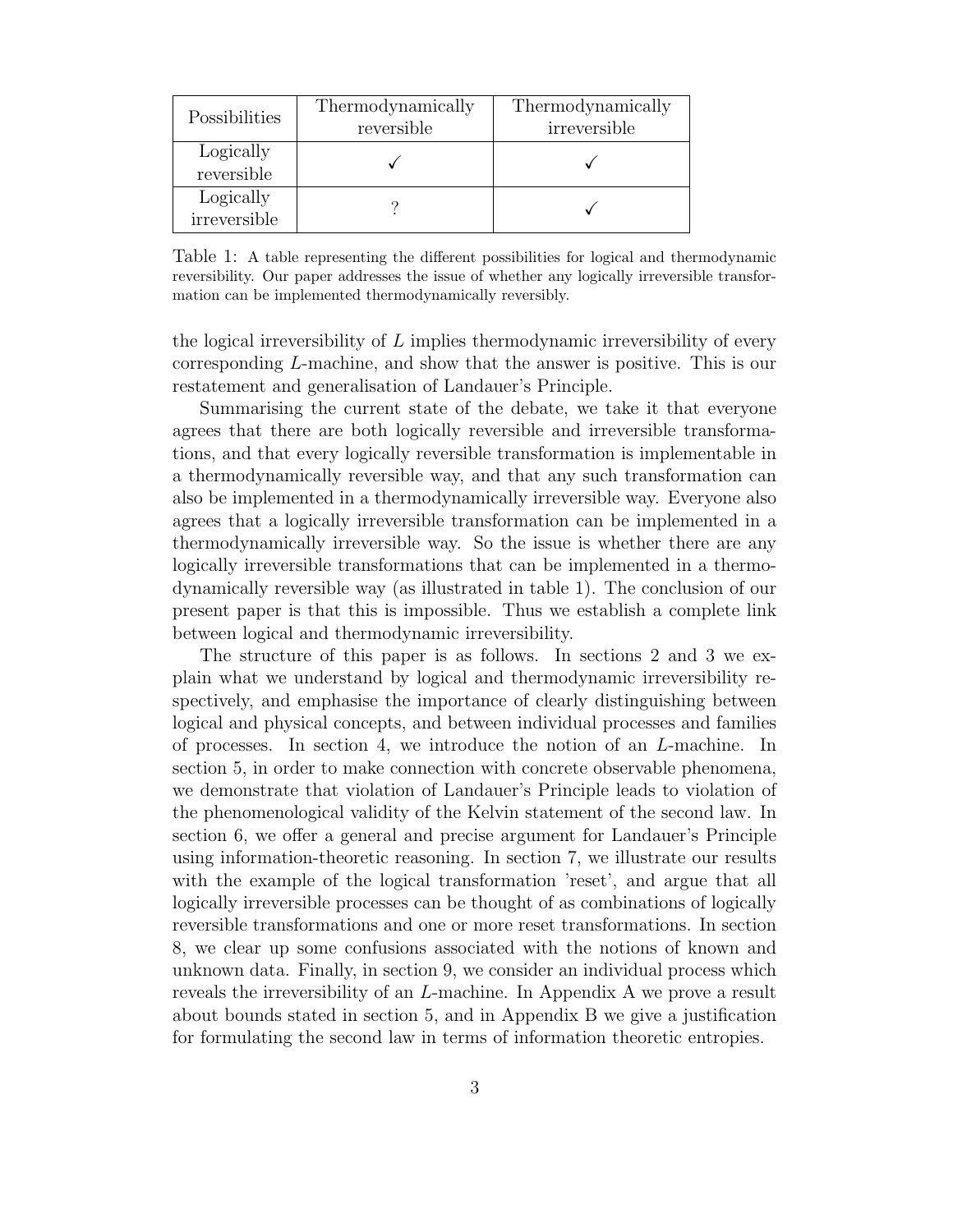| Possibilities | Thermodynamically reversible | Thermodynamically irreversible |
|---|---|---|
| Logically reversible | ✓ | ✓ |
| Logically irreversible | ? | ✓ |

Table 1: A table representing the different possibilities for logical and thermodynamic reversibility. Our paper addresses the issue of whether any logically irreversible transformation can be implemented thermodynamically reversibly.

the logical irreversibility of $L$ implies thermodynamic irreversibility of every corresponding $L$-machine, and show that the answer is positive. This is our restatement and generalisation of Landauer's Principle.

Summarising the current state of the debate, we take it that everyone agrees that there are both logically reversible and irreversible transformations, and that every logically reversible transformation is implementable in a thermodynamically reversible way, and that any such transformation can also be implemented in a thermodynamically irreversible way. Everyone also agrees that a logically irreversible transformation can be implemented in a thermodynamically irreversible way. So the issue is whether there are any logically irreversible transformations that can be implemented in a thermodynamically reversible way (as illustrated in table 1). The conclusion of our present paper is that this is impossible. Thus we establish a complete link between logical and thermodynamic irreversibility.

The structure of this paper is as follows. In sections 2 and 3 we explain what we understand by logical and thermodynamic irreversibility respectively, and emphasise the importance of clearly distinguishing between logical and physical concepts, and between individual processes and families of processes. In section 4, we introduce the notion of an $L$-machine. In section 5, in order to make connection with concrete observable phenomena, we demonstrate that violation of Landauer's Principle leads to violation of the phenomenological validity of the Kelvin statement of the second law. In section 6, we offer a general and precise argument for Landauer's Principle using information-theoretic reasoning. In section 7, we illustrate our results with the example of the logical transformation 'reset', and argue that all logically irreversible processes can be thought of as combinations of logically reversible transformations and one or more reset transformations. In section 8, we clear up some confusions associated with the notions of known and unknown data. Finally, in section 9, we consider an individual process which reveals the irreversibility of an $L$-machine. In Appendix A we prove a result about bounds stated in section 5, and in Appendix B we give a justification for formulating the second law in terms of information theoretic entropies.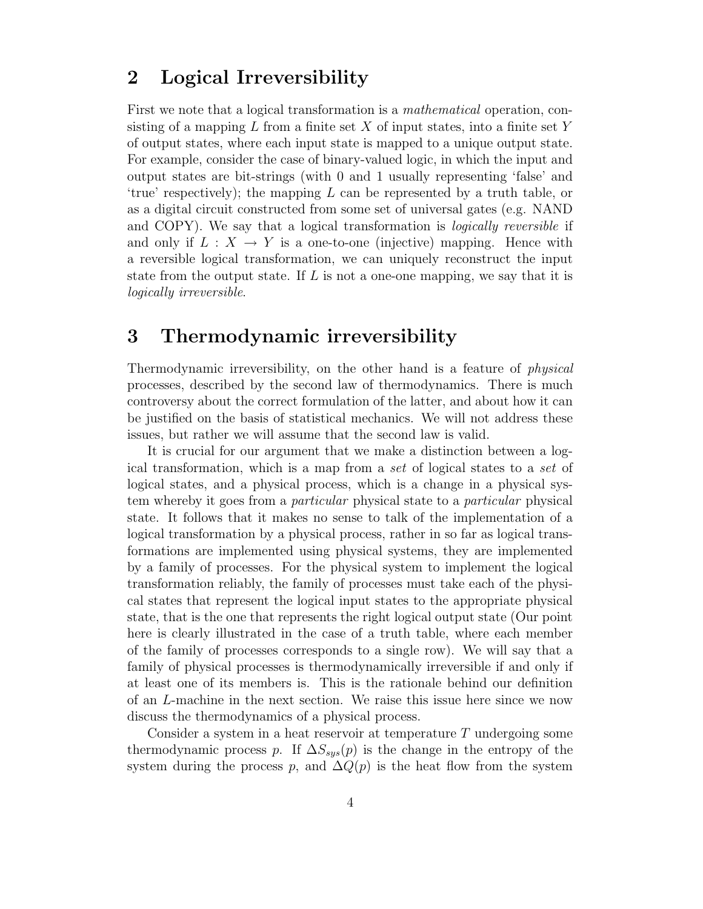## 2 Logical Irreversibility

First we note that a logical transformation is a *mathematical* operation, consisting of a mapping $L$ from a finite set $X$ of input states, into a finite set $Y$ of output states, where each input state is mapped to a unique output state. For example, consider the case of binary-valued logic, in which the input and output states are bit-strings (with 0 and 1 usually representing 'false' and 'true' respectively); the mapping $L$ can be represented by a truth table, or as a digital circuit constructed from some set of universal gates (e.g. NAND and COPY). We say that a logical transformation is *logically reversible* if and only if $L : X \to Y$ is a one-to-one (injective) mapping. Hence with a reversible logical transformation, we can uniquely reconstruct the input state from the output state. If $L$ is not a one-one mapping, we say that it is *logically irreversible*.

## 3 Thermodynamic irreversibility

Thermodynamic irreversibility, on the other hand is a feature of *physical* processes, described by the second law of thermodynamics. There is much controversy about the correct formulation of the latter, and about how it can be justified on the basis of statistical mechanics. We will not address these issues, but rather we will assume that the second law is valid.

It is crucial for our argument that we make a distinction between a logical transformation, which is a map from a *set* of logical states to a *set* of logical states, and a physical process, which is a change in a physical system whereby it goes from a *particular* physical state to a *particular* physical state. It follows that it makes no sense to talk of the implementation of a logical transformation by a physical process, rather in so far as logical transformations are implemented using physical systems, they are implemented by a family of processes. For the physical system to implement the logical transformation reliably, the family of processes must take each of the physical states that represent the logical input states to the appropriate physical state, that is the one that represents the right logical output state (Our point here is clearly illustrated in the case of a truth table, where each member of the family of processes corresponds to a single row). We will say that a family of physical processes is thermodynamically irreversible if and only if at least one of its members is. This is the rationale behind our definition of an $L$-machine in the next section. We raise this issue here since we now discuss the thermodynamics of a physical process.

Consider a system in a heat reservoir at temperature $T$ undergoing some thermodynamic process $p$. If $\Delta S_{sys}(p)$ is the change in the entropy of the system during the process $p$, and $\Delta Q(p)$ is the heat flow from the system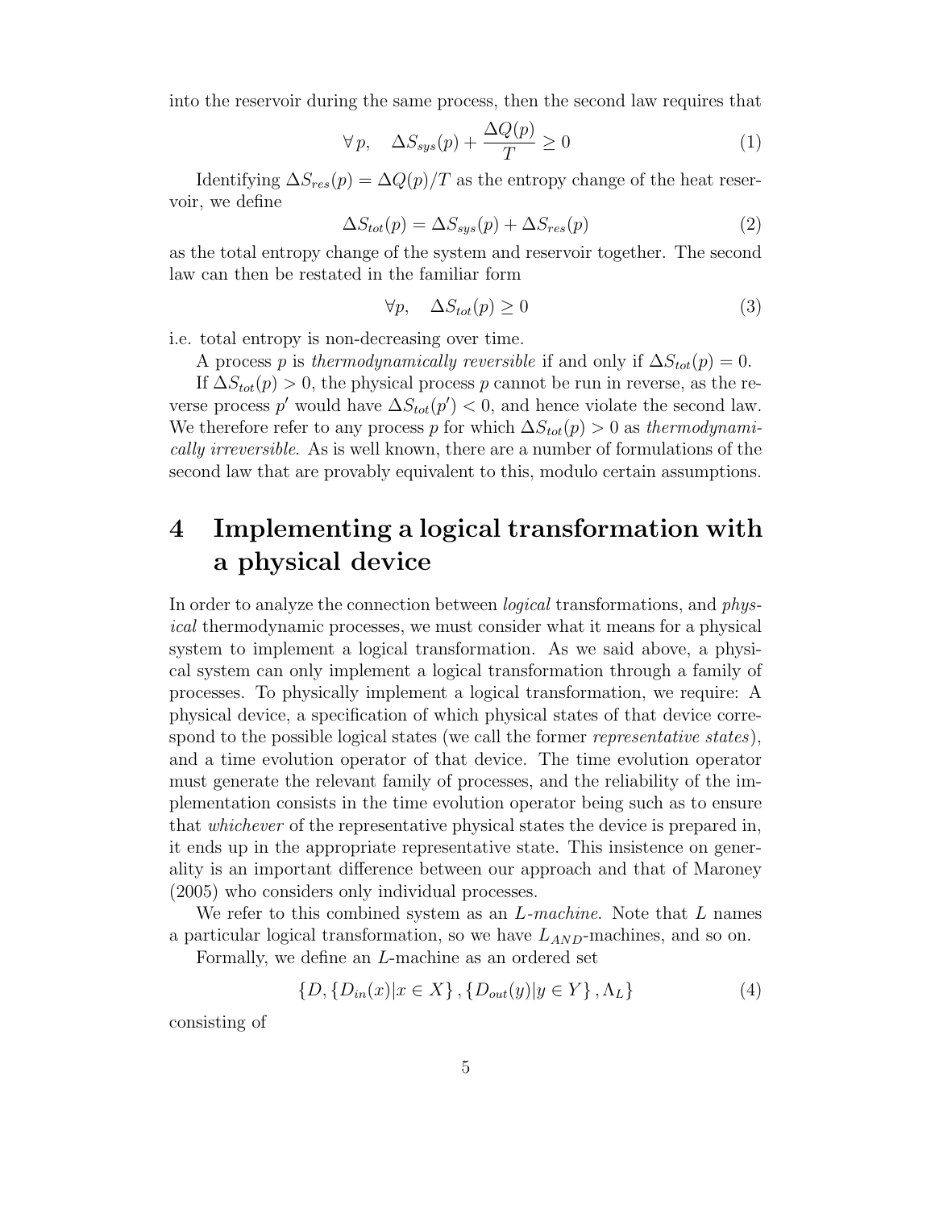into the reservoir during the same process, then the second law requires that

$$\forall\, p, \quad \Delta S_{sys}(p) + \frac{\Delta Q(p)}{T} \geq 0 \tag{1}$$

Identifying $\Delta S_{res}(p) = \Delta Q(p)/T$ as the entropy change of the heat reservoir, we define

$$\Delta S_{tot}(p) = \Delta S_{sys}(p) + \Delta S_{res}(p) \tag{2}$$

as the total entropy change of the system and reservoir together. The second law can then be restated in the familiar form

$$\forall p, \quad \Delta S_{tot}(p) \geq 0 \tag{3}$$

i.e. total entropy is non-decreasing over time.

A process $p$ is *thermodynamically reversible* if and only if $\Delta S_{tot}(p) = 0$.

If $\Delta S_{tot}(p) > 0$, the physical process $p$ cannot be run in reverse, as the reverse process $p'$ would have $\Delta S_{tot}(p') < 0$, and hence violate the second law. We therefore refer to any process $p$ for which $\Delta S_{tot}(p) > 0$ as *thermodynamically irreversible*. As is well known, there are a number of formulations of the second law that are provably equivalent to this, modulo certain assumptions.

# 4 Implementing a logical transformation with a physical device

In order to analyze the connection between *logical* transformations, and *physical* thermodynamic processes, we must consider what it means for a physical system to implement a logical transformation. As we said above, a physical system can only implement a logical transformation through a family of processes. To physically implement a logical transformation, we require: A physical device, a specification of which physical states of that device correspond to the possible logical states (we call the former *representative states*), and a time evolution operator of that device. The time evolution operator must generate the relevant family of processes, and the reliability of the implementation consists in the time evolution operator being such as to ensure that *whichever* of the representative physical states the device is prepared in, it ends up in the appropriate representative state. This insistence on generality is an important difference between our approach and that of Maroney (2005) who considers only individual processes.

We refer to this combined system as an $L$-*machine*. Note that $L$ names a particular logical transformation, so we have $L_{AND}$-machines, and so on.

Formally, we define an $L$-machine as an ordered set

$$\{D, \{D_{in}(x)|x \in X\}, \{D_{out}(y)|y \in Y\}, \Lambda_L\} \tag{4}$$

consisting of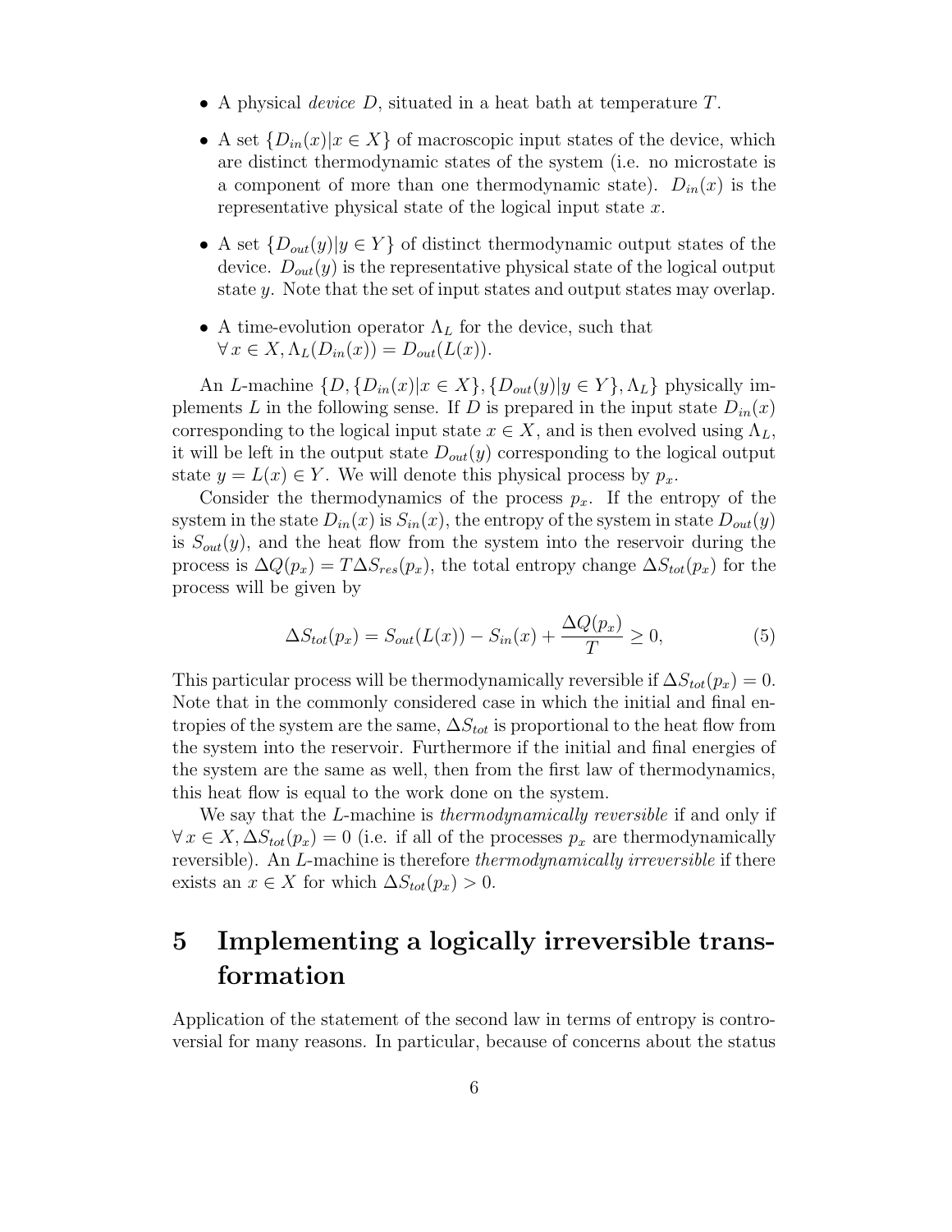- A physical *device* $D$, situated in a heat bath at temperature $T$.
- A set $\{D_{in}(x)|x \in X\}$ of macroscopic input states of the device, which are distinct thermodynamic states of the system (i.e. no microstate is a component of more than one thermodynamic state). $D_{in}(x)$ is the representative physical state of the logical input state $x$.
- A set $\{D_{out}(y)|y \in Y\}$ of distinct thermodynamic output states of the device. $D_{out}(y)$ is the representative physical state of the logical output state $y$. Note that the set of input states and output states may overlap.
- A time-evolution operator $\Lambda_L$ for the device, such that $\forall\, x \in X, \Lambda_L(D_{in}(x)) = D_{out}(L(x))$.

An $L$-machine $\{D, \{D_{in}(x)|x \in X\}, \{D_{out}(y)|y \in Y\}, \Lambda_L\}$ physically implements $L$ in the following sense. If $D$ is prepared in the input state $D_{in}(x)$ corresponding to the logical input state $x \in X$, and is then evolved using $\Lambda_L$, it will be left in the output state $D_{out}(y)$ corresponding to the logical output state $y = L(x) \in Y$. We will denote this physical process by $p_x$.

Consider the thermodynamics of the process $p_x$. If the entropy of the system in the state $D_{in}(x)$ is $S_{in}(x)$, the entropy of the system in state $D_{out}(y)$ is $S_{out}(y)$, and the heat flow from the system into the reservoir during the process is $\Delta Q(p_x) = T\Delta S_{res}(p_x)$, the total entropy change $\Delta S_{tot}(p_x)$ for the process will be given by

$$\Delta S_{tot}(p_x) = S_{out}(L(x)) - S_{in}(x) + \frac{\Delta Q(p_x)}{T} \geq 0, \tag{5}$$

This particular process will be thermodynamically reversible if $\Delta S_{tot}(p_x) = 0$. Note that in the commonly considered case in which the initial and final entropies of the system are the same, $\Delta S_{tot}$ is proportional to the heat flow from the system into the reservoir. Furthermore if the initial and final energies of the system are the same as well, then from the first law of thermodynamics, this heat flow is equal to the work done on the system.

We say that the $L$-machine is *thermodynamically reversible* if and only if $\forall\, x \in X, \Delta S_{tot}(p_x) = 0$ (i.e. if all of the processes $p_x$ are thermodynamically reversible). An $L$-machine is therefore *thermodynamically irreversible* if there exists an $x \in X$ for which $\Delta S_{tot}(p_x) > 0$.

# 5 Implementing a logically irreversible transformation

Application of the statement of the second law in terms of entropy is controversial for many reasons. In particular, because of concerns about the status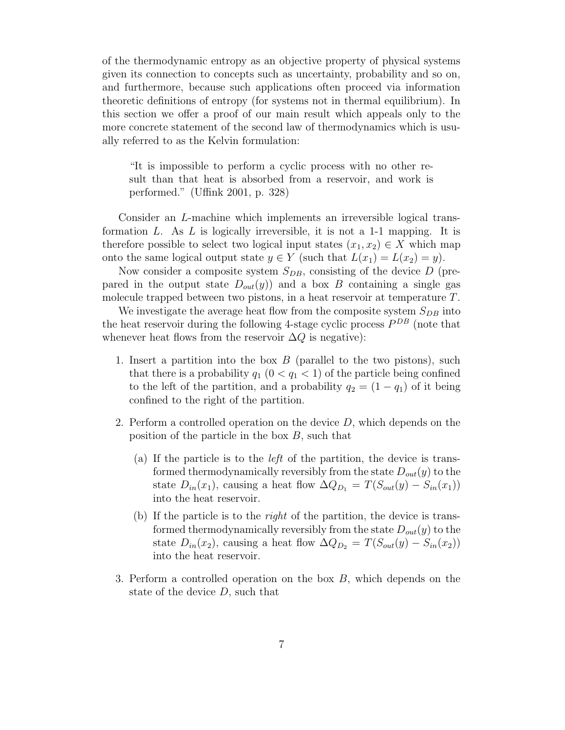of the thermodynamic entropy as an objective property of physical systems given its connection to concepts such as uncertainty, probability and so on, and furthermore, because such applications often proceed via information theoretic definitions of entropy (for systems not in thermal equilibrium). In this section we offer a proof of our main result which appeals only to the more concrete statement of the second law of thermodynamics which is usually referred to as the Kelvin formulation:

> "It is impossible to perform a cyclic process with no other result than that heat is absorbed from a reservoir, and work is performed." (Uffink 2001, p. 328)

Consider an $L$-machine which implements an irreversible logical transformation $L$. As $L$ is logically irreversible, it is not a 1-1 mapping. It is therefore possible to select two logical input states $(x_1, x_2) \in X$ which map onto the same logical output state $y \in Y$ (such that $L(x_1) = L(x_2) = y$).

Now consider a composite system $S_{DB}$, consisting of the device $D$ (prepared in the output state $D_{out}(y)$) and a box $B$ containing a single gas molecule trapped between two pistons, in a heat reservoir at temperature $T$.

We investigate the average heat flow from the composite system $S_{DB}$ into the heat reservoir during the following 4-stage cyclic process $P^{DB}$ (note that whenever heat flows from the reservoir $\Delta Q$ is negative):

1. Insert a partition into the box $B$ (parallel to the two pistons), such that there is a probability $q_1$ ($0 < q_1 < 1$) of the particle being confined to the left of the partition, and a probability $q_2 = (1 - q_1)$ of it being confined to the right of the partition.

2. Perform a controlled operation on the device $D$, which depends on the position of the particle in the box $B$, such that

   (a) If the particle is to the *left* of the partition, the device is transformed thermodynamically reversibly from the state $D_{out}(y)$ to the state $D_{in}(x_1)$, causing a heat flow $\Delta Q_{D_1} = T(S_{out}(y) - S_{in}(x_1))$ into the heat reservoir.

   (b) If the particle is to the *right* of the partition, the device is transformed thermodynamically reversibly from the state $D_{out}(y)$ to the state $D_{in}(x_2)$, causing a heat flow $\Delta Q_{D_2} = T(S_{out}(y) - S_{in}(x_2))$ into the heat reservoir.

3. Perform a controlled operation on the box $B$, which depends on the state of the device $D$, such that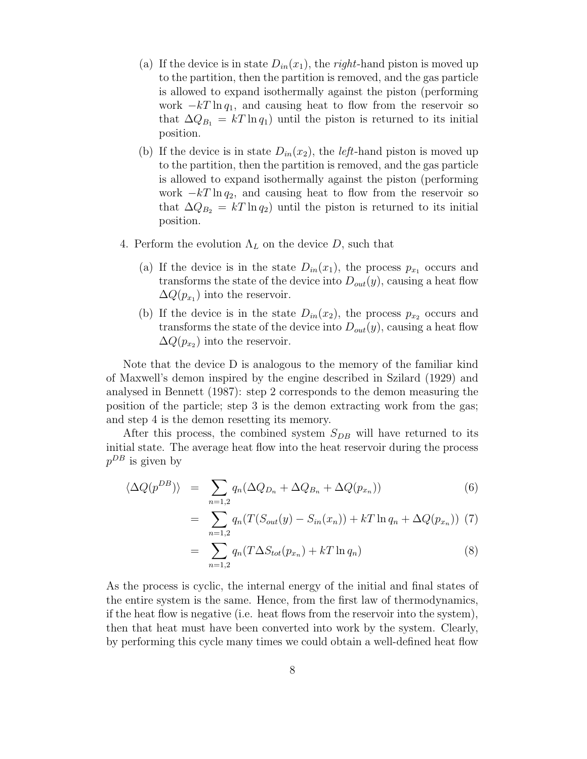(a) If the device is in state $D_{in}(x_1)$, the *right*-hand piston is moved up to the partition, then the partition is removed, and the gas particle is allowed to expand isothermally against the piston (performing work $-kT \ln q_1$, and causing heat to flow from the reservoir so that $\Delta Q_{B_1} = kT \ln q_1$) until the piston is returned to its initial position.

   (b) If the device is in state $D_{in}(x_2)$, the *left*-hand piston is moved up to the partition, then the partition is removed, and the gas particle is allowed to expand isothermally against the piston (performing work $-kT \ln q_2$, and causing heat to flow from the reservoir so that $\Delta Q_{B_2} = kT \ln q_2$) until the piston is returned to its initial position.

4. Perform the evolution $\Lambda_L$ on the device $D$, such that

   (a) If the device is in the state $D_{in}(x_1)$, the process $p_{x_1}$ occurs and transforms the state of the device into $D_{out}(y)$, causing a heat flow $\Delta Q(p_{x_1})$ into the reservoir.

   (b) If the device is in the state $D_{in}(x_2)$, the process $p_{x_2}$ occurs and transforms the state of the device into $D_{out}(y)$, causing a heat flow $\Delta Q(p_{x_2})$ into the reservoir.

Note that the device D is analogous to the memory of the familiar kind of Maxwell's demon inspired by the engine described in Szilard (1929) and analysed in Bennett (1987): step 2 corresponds to the demon measuring the position of the particle; step 3 is the demon extracting work from the gas; and step 4 is the demon resetting its memory.

After this process, the combined system $S_{DB}$ will have returned to its initial state. The average heat flow into the heat reservoir during the process $p^{DB}$ is given by

$$
\begin{aligned}
\langle \Delta Q(p^{DB}) \rangle &= \sum_{n=1,2} q_n (\Delta Q_{D_n} + \Delta Q_{B_n} + \Delta Q(p_{x_n})) && (6)\\
&= \sum_{n=1,2} q_n (T(S_{out}(y) - S_{in}(x_n)) + kT \ln q_n + \Delta Q(p_{x_n})) && (7)\\
&= \sum_{n=1,2} q_n (T \Delta S_{tot}(p_{x_n}) + kT \ln q_n) && (8)
\end{aligned}
$$

As the process is cyclic, the internal energy of the initial and final states of the entire system is the same. Hence, from the first law of thermodynamics, if the heat flow is negative (i.e. heat flows from the reservoir into the system), then that heat must have been converted into work by the system. Clearly, by performing this cycle many times we could obtain a well-defined heat flow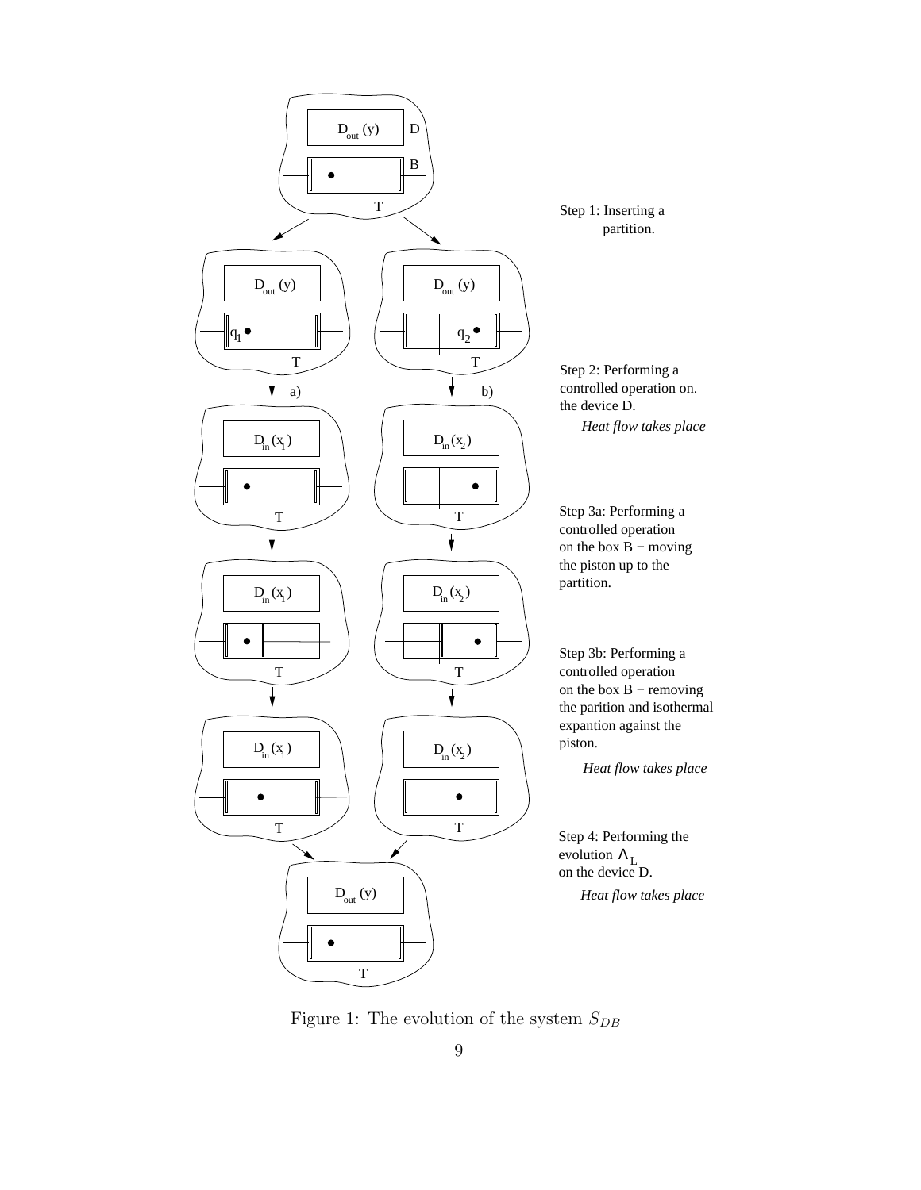Step 1: Inserting a partition.

Step 2: Performing a controlled operation on. the device D.

*Heat flow takes place*

Step 3a: Performing a controlled operation on the box B − moving the piston up to the partition.

Step 3b: Performing a controlled operation on the box B − removing the parition and isothermal expantion against the piston.

*Heat flow takes place*

Step 4: Performing the evolution $\Lambda_L$ on the device D.

*Heat flow takes place*

Figure 1: The evolution of the system $S_{DB}$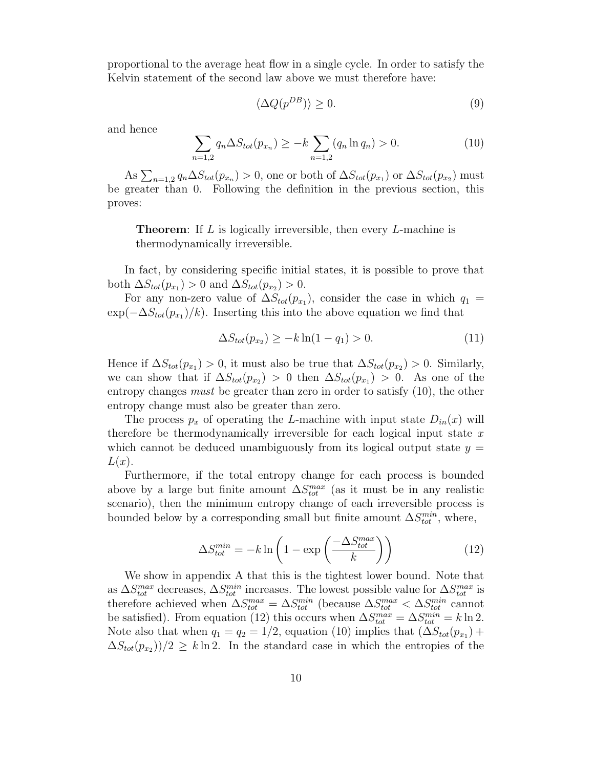proportional to the average heat flow in a single cycle. In order to satisfy the Kelvin statement of the second law above we must therefore have:

$$\langle \Delta Q(p^{DB}) \rangle \geq 0. \tag{9}$$

and hence

$$\sum_{n=1,2} q_n \Delta S_{tot}(p_{x_n}) \geq -k \sum_{n=1,2} (q_n \ln q_n) > 0. \tag{10}$$

As $\sum_{n=1,2} q_n \Delta S_{tot}(p_{x_n}) > 0$, one or both of $\Delta S_{tot}(p_{x_1})$ or $\Delta S_{tot}(p_{x_2})$ must be greater than 0. Following the definition in the previous section, this proves:

> **Theorem**: If $L$ is logically irreversible, then every $L$-machine is thermodynamically irreversible.

In fact, by considering specific initial states, it is possible to prove that both $\Delta S_{tot}(p_{x_1}) > 0$ and $\Delta S_{tot}(p_{x_2}) > 0$.

For any non-zero value of $\Delta S_{tot}(p_{x_1})$, consider the case in which $q_1 = \exp(-\Delta S_{tot}(p_{x_1})/k)$. Inserting this into the above equation we find that

$$\Delta S_{tot}(p_{x_2}) \geq -k \ln(1 - q_1) > 0. \tag{11}$$

Hence if $\Delta S_{tot}(p_{x_1}) > 0$, it must also be true that $\Delta S_{tot}(p_{x_2}) > 0$. Similarly, we can show that if $\Delta S_{tot}(p_{x_2}) > 0$ then $\Delta S_{tot}(p_{x_1}) > 0$. As one of the entropy changes *must* be greater than zero in order to satisfy (10), the other entropy change must also be greater than zero.

The process $p_x$ of operating the $L$-machine with input state $D_{in}(x)$ will therefore be thermodynamically irreversible for each logical input state $x$ which cannot be deduced unambiguously from its logical output state $y = L(x)$.

Furthermore, if the total entropy change for each process is bounded above by a large but finite amount $\Delta S_{tot}^{max}$ (as it must be in any realistic scenario), then the minimum entropy change of each irreversible process is bounded below by a corresponding small but finite amount $\Delta S_{tot}^{min}$, where,

$$\Delta S_{tot}^{min} = -k \ln \left( 1 - \exp\left( \frac{-\Delta S_{tot}^{max}}{k} \right) \right) \tag{12}$$

We show in appendix A that this is the tightest lower bound. Note that as $\Delta S_{tot}^{max}$ decreases, $\Delta S_{tot}^{min}$ increases. The lowest possible value for $\Delta S_{tot}^{max}$ is therefore achieved when $\Delta S_{tot}^{max} = \Delta S_{tot}^{min}$ (because $\Delta S_{tot}^{max} < \Delta S_{tot}^{min}$ cannot be satisfied). From equation (12) this occurs when $\Delta S_{tot}^{max} = \Delta S_{tot}^{min} = k \ln 2$. Note also that when $q_1 = q_2 = 1/2$, equation (10) implies that $(\Delta S_{tot}(p_{x_1}) + \Delta S_{tot}(p_{x_2}))/2 \geq k \ln 2$. In the standard case in which the entropies of the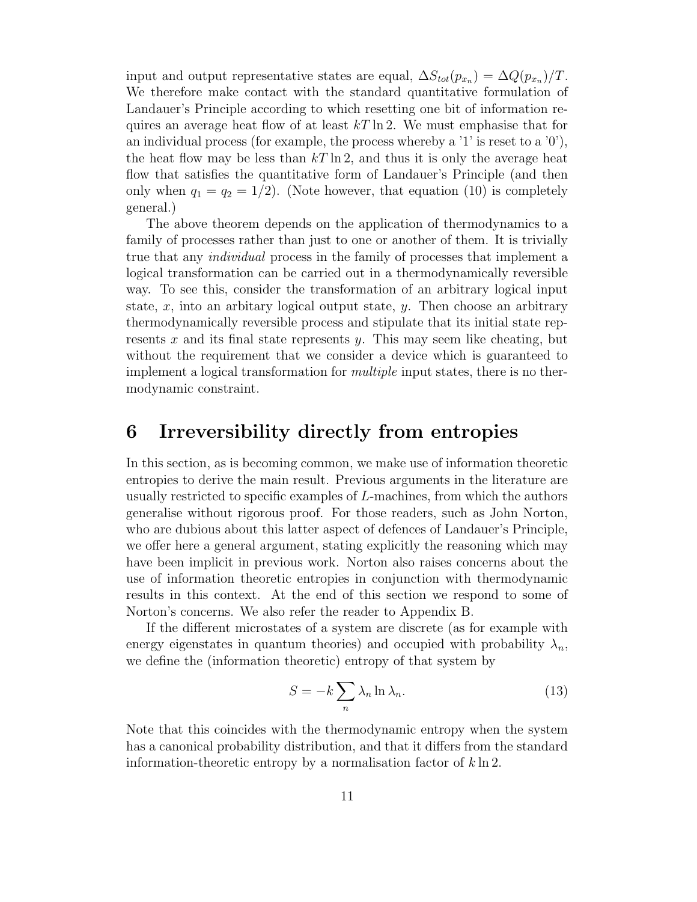input and output representative states are equal, $\Delta S_{tot}(p_{x_n}) = \Delta Q(p_{x_n})/T$. We therefore make contact with the standard quantitative formulation of Landauer's Principle according to which resetting one bit of information requires an average heat flow of at least $kT \ln 2$. We must emphasise that for an individual process (for example, the process whereby a '1' is reset to a '0'), the heat flow may be less than $kT \ln 2$, and thus it is only the average heat flow that satisfies the quantitative form of Landauer's Principle (and then only when $q_1 = q_2 = 1/2$). (Note however, that equation (10) is completely general.)

The above theorem depends on the application of thermodynamics to a family of processes rather than just to one or another of them. It is trivially true that any *individual* process in the family of processes that implement a logical transformation can be carried out in a thermodynamically reversible way. To see this, consider the transformation of an arbitrary logical input state, $x$, into an arbitary logical output state, $y$. Then choose an arbitrary thermodynamically reversible process and stipulate that its initial state represents $x$ and its final state represents $y$. This may seem like cheating, but without the requirement that we consider a device which is guaranteed to implement a logical transformation for *multiple* input states, there is no thermodynamic constraint.

# 6 Irreversibility directly from entropies

In this section, as is becoming common, we make use of information theoretic entropies to derive the main result. Previous arguments in the literature are usually restricted to specific examples of $L$-machines, from which the authors generalise without rigorous proof. For those readers, such as John Norton, who are dubious about this latter aspect of defences of Landauer's Principle, we offer here a general argument, stating explicitly the reasoning which may have been implicit in previous work. Norton also raises concerns about the use of information theoretic entropies in conjunction with thermodynamic results in this context. At the end of this section we respond to some of Norton's concerns. We also refer the reader to Appendix B.

If the different microstates of a system are discrete (as for example with energy eigenstates in quantum theories) and occupied with probability $\lambda_n$, we define the (information theoretic) entropy of that system by

$$S = -k \sum_n \lambda_n \ln \lambda_n. \tag{13}$$

Note that this coincides with the thermodynamic entropy when the system has a canonical probability distribution, and that it differs from the standard information-theoretic entropy by a normalisation factor of $k \ln 2$.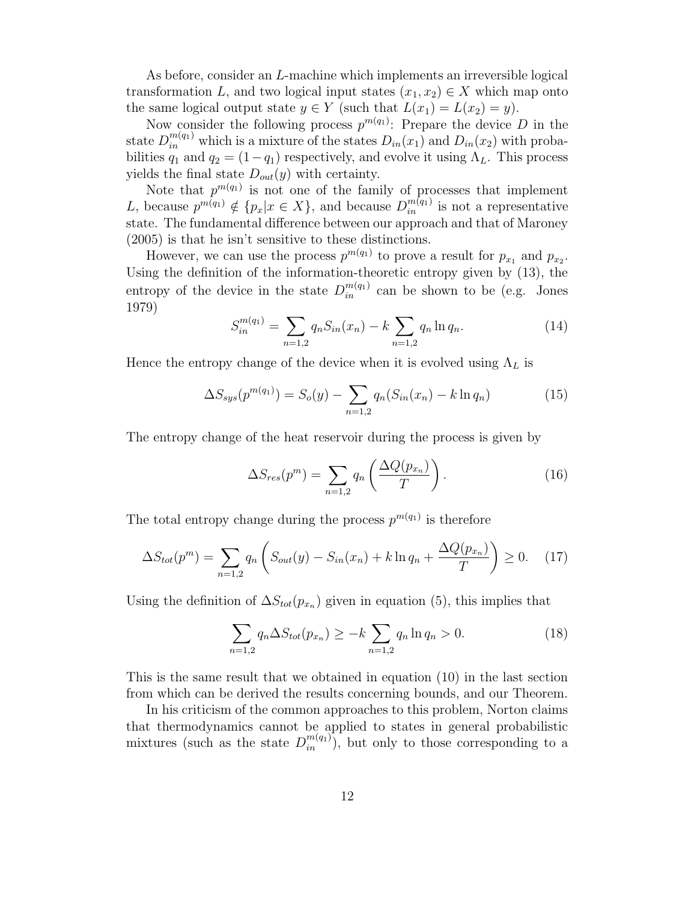As before, consider an $L$-machine which implements an irreversible logical transformation $L$, and two logical input states $(x_1, x_2) \in X$ which map onto the same logical output state $y \in Y$ (such that $L(x_1) = L(x_2) = y$).

Now consider the following process $p^{m(q_1)}$: Prepare the device $D$ in the state $D_{in}^{m(q_1)}$ which is a mixture of the states $D_{in}(x_1)$ and $D_{in}(x_2)$ with probabilities $q_1$ and $q_2 = (1 - q_1)$ respectively, and evolve it using $\Lambda_L$. This process yields the final state $D_{out}(y)$ with certainty.

Note that $p^{m(q_1)}$ is not one of the family of processes that implement $L$, because $p^{m(q_1)} \notin \{p_x | x \in X\}$, and because $D_{in}^{m(q_1)}$ is not a representative state. The fundamental difference between our approach and that of Maroney (2005) is that he isn't sensitive to these distinctions.

However, we can use the process $p^{m(q_1)}$ to prove a result for $p_{x_1}$ and $p_{x_2}$. Using the definition of the information-theoretic entropy given by (13), the entropy of the device in the state $D_{in}^{m(q_1)}$ can be shown to be (e.g. Jones 1979)

$$S_{in}^{m(q_1)} = \sum_{n=1,2} q_n S_{in}(x_n) - k \sum_{n=1,2} q_n \ln q_n. \tag{14}$$

Hence the entropy change of the device when it is evolved using $\Lambda_L$ is

$$\Delta S_{sys}(p^{m(q_1)}) = S_o(y) - \sum_{n=1,2} q_n (S_{in}(x_n) - k \ln q_n) \tag{15}$$

The entropy change of the heat reservoir during the process is given by

$$\Delta S_{res}(p^m) = \sum_{n=1,2} q_n \left( \frac{\Delta Q(p_{x_n})}{T} \right). \tag{16}$$

The total entropy change during the process $p^{m(q_1)}$ is therefore

$$\Delta S_{tot}(p^m) = \sum_{n=1,2} q_n \left( S_{out}(y) - S_{in}(x_n) + k \ln q_n + \frac{\Delta Q(p_{x_n})}{T} \right) \geq 0. \tag{17}$$

Using the definition of $\Delta S_{tot}(p_{x_n})$ given in equation (5), this implies that

$$\sum_{n=1,2} q_n \Delta S_{tot}(p_{x_n}) \geq -k \sum_{n=1,2} q_n \ln q_n > 0. \tag{18}$$

This is the same result that we obtained in equation (10) in the last section from which can be derived the results concerning bounds, and our Theorem.

In his criticism of the common approaches to this problem, Norton claims that thermodynamics cannot be applied to states in general probabilistic mixtures (such as the state $D_{in}^{m(q_1)}$), but only to those corresponding to a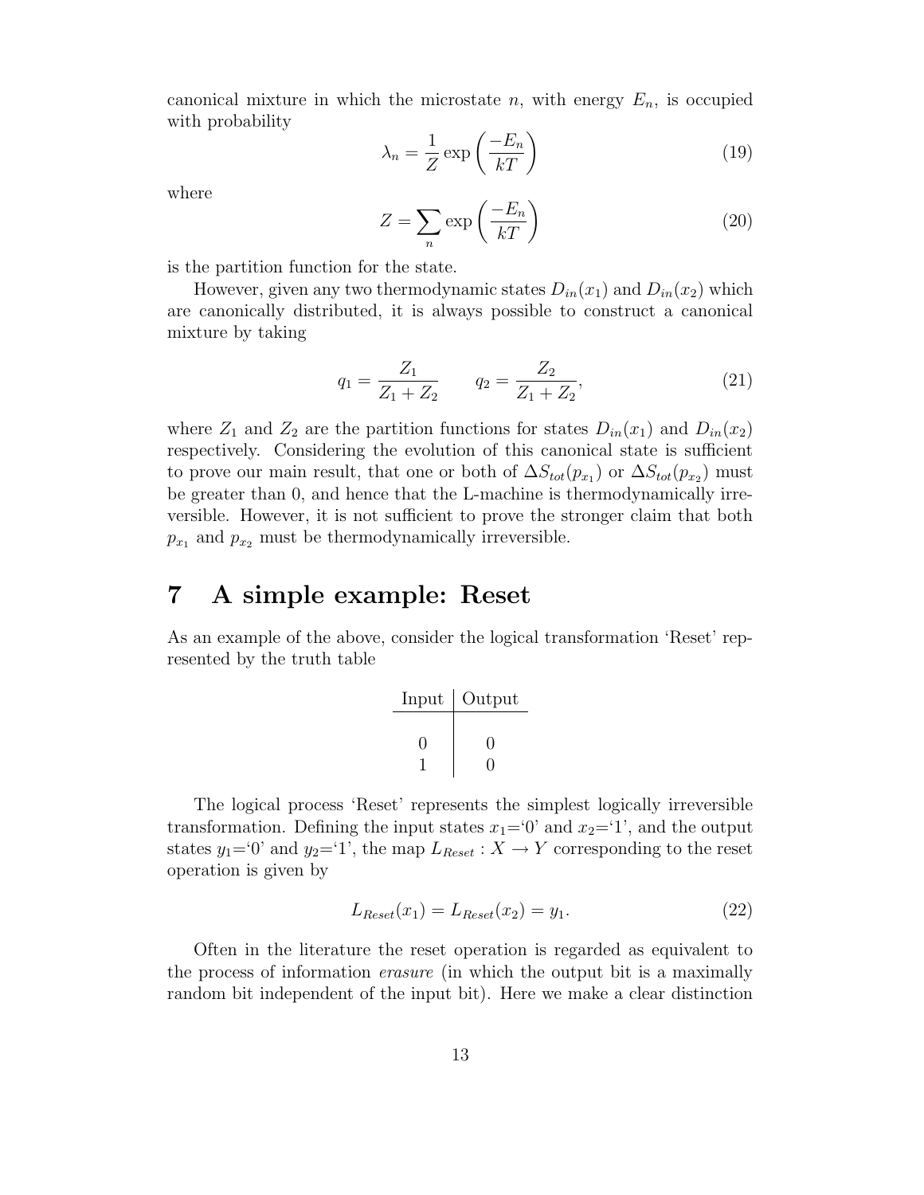canonical mixture in which the microstate $n$, with energy $E_n$, is occupied with probability

$$\lambda_n = \frac{1}{Z} \exp\left(\frac{-E_n}{kT}\right) \tag{19}$$

where

$$Z = \sum_n \exp\left(\frac{-E_n}{kT}\right) \tag{20}$$

is the partition function for the state.

However, given any two thermodynamic states $D_{in}(x_1)$ and $D_{in}(x_2)$ which are canonically distributed, it is always possible to construct a canonical mixture by taking

$$q_1 = \frac{Z_1}{Z_1 + Z_2} \qquad q_2 = \frac{Z_2}{Z_1 + Z_2}, \tag{21}$$

where $Z_1$ and $Z_2$ are the partition functions for states $D_{in}(x_1)$ and $D_{in}(x_2)$ respectively. Considering the evolution of this canonical state is sufficient to prove our main result, that one or both of $\Delta S_{tot}(p_{x_1})$ or $\Delta S_{tot}(p_{x_2})$ must be greater than 0, and hence that the L-machine is thermodynamically irreversible. However, it is not sufficient to prove the stronger claim that both $p_{x_1}$ and $p_{x_2}$ must be thermodynamically irreversible.

# 7 A simple example: Reset

As an example of the above, consider the logical transformation 'Reset' represented by the truth table

| Input | Output |
|---|---|
| 0 | 0 |
| 1 | 0 |

The logical process 'Reset' represents the simplest logically irreversible transformation. Defining the input states $x_1$='0' and $x_2$='1', and the output states $y_1$='0' and $y_2$='1', the map $L_{Reset} : X \to Y$ corresponding to the reset operation is given by

$$L_{Reset}(x_1) = L_{Reset}(x_2) = y_1. \tag{22}$$

Often in the literature the reset operation is regarded as equivalent to the process of information *erasure* (in which the output bit is a maximally random bit independent of the input bit). Here we make a clear distinction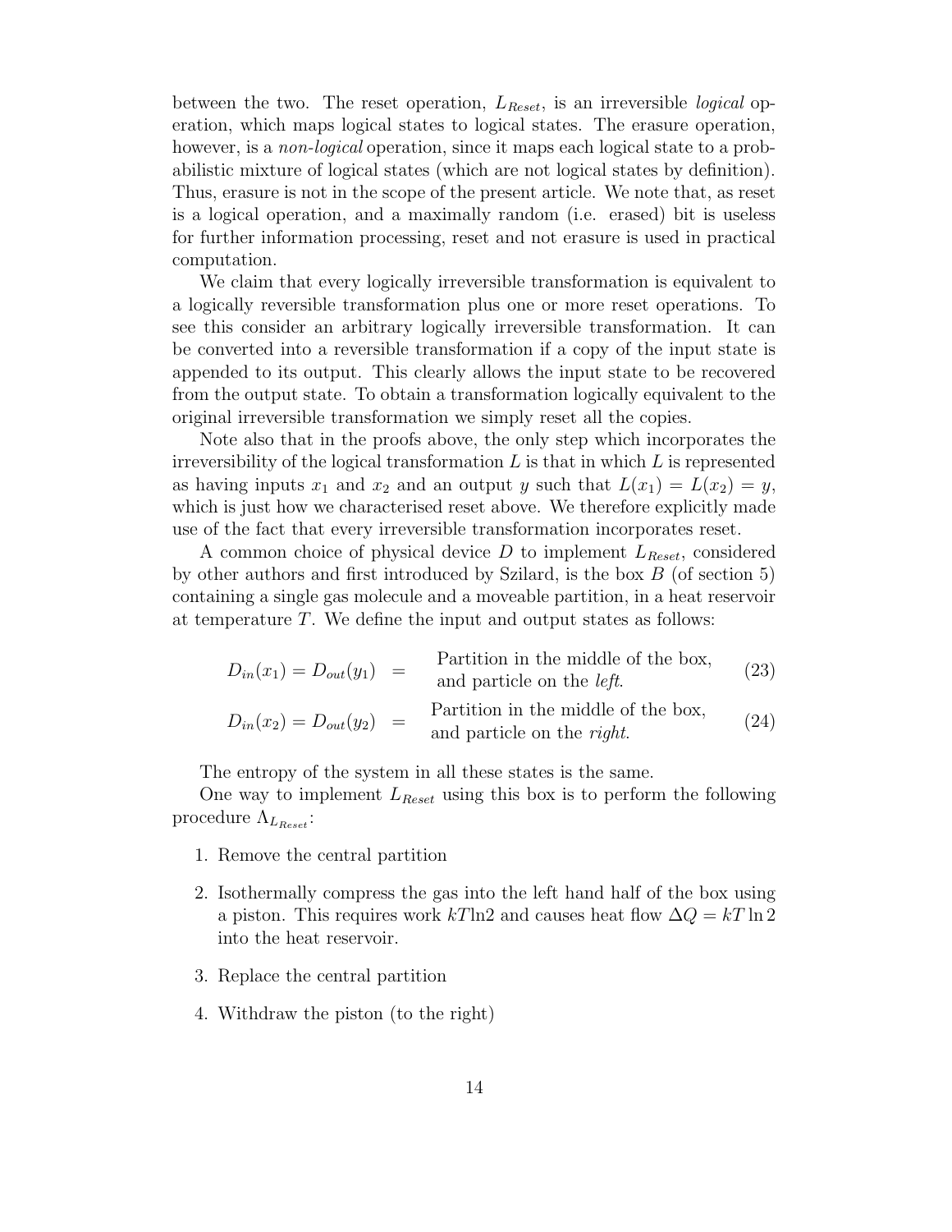between the two. The reset operation, $L_{Reset}$, is an irreversible *logical* operation, which maps logical states to logical states. The erasure operation, however, is a *non-logical* operation, since it maps each logical state to a probabilistic mixture of logical states (which are not logical states by definition). Thus, erasure is not in the scope of the present article. We note that, as reset is a logical operation, and a maximally random (i.e. erased) bit is useless for further information processing, reset and not erasure is used in practical computation.

We claim that every logically irreversible transformation is equivalent to a logically reversible transformation plus one or more reset operations. To see this consider an arbitrary logically irreversible transformation. It can be converted into a reversible transformation if a copy of the input state is appended to its output. This clearly allows the input state to be recovered from the output state. To obtain a transformation logically equivalent to the original irreversible transformation we simply reset all the copies.

Note also that in the proofs above, the only step which incorporates the irreversibility of the logical transformation $L$ is that in which $L$ is represented as having inputs $x_1$ and $x_2$ and an output $y$ such that $L(x_1) = L(x_2) = y$, which is just how we characterised reset above. We therefore explicitly made use of the fact that every irreversible transformation incorporates reset.

A common choice of physical device $D$ to implement $L_{Reset}$, considered by other authors and first introduced by Szilard, is the box $B$ (of section 5) containing a single gas molecule and a moveable partition, in a heat reservoir at temperature $T$. We define the input and output states as follows:

$$D_{in}(x_1) = D_{out}(y_1) \quad = \quad \text{Partition in the middle of the box, and particle on the } \textit{left}. \tag{23}$$

$$D_{in}(x_2) = D_{out}(y_2) \quad = \quad \text{Partition in the middle of the box, and particle on the } \textit{right}. \tag{24}$$

The entropy of the system in all these states is the same.

One way to implement $L_{Reset}$ using this box is to perform the following procedure $\Lambda_{L_{Reset}}$:

1. Remove the central partition
2. Isothermally compress the gas into the left hand half of the box using a piston. This requires work $kT\ln 2$ and causes heat flow $\Delta Q = kT \ln 2$ into the heat reservoir.
3. Replace the central partition
4. Withdraw the piston (to the right)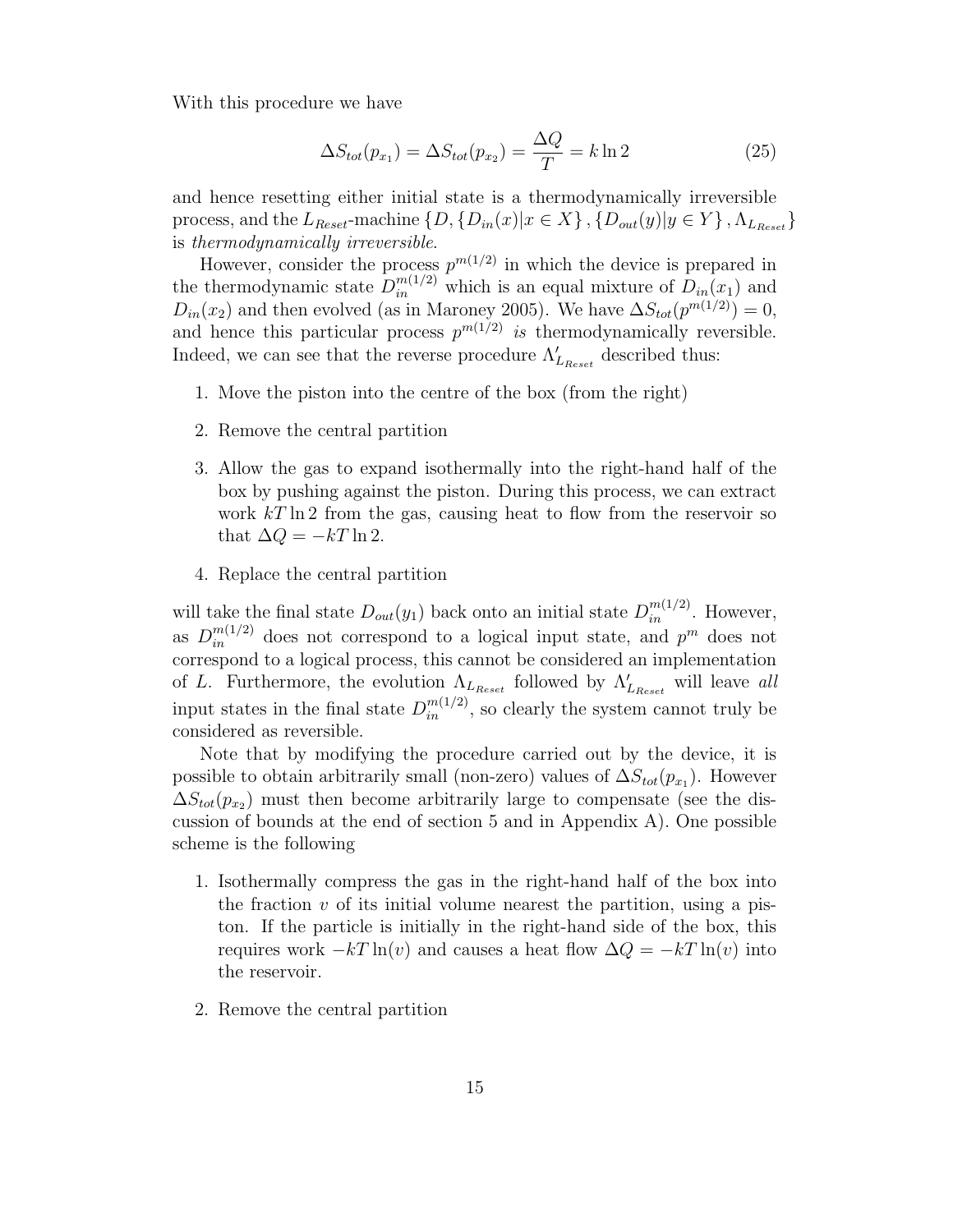With this procedure we have

$$\Delta S_{tot}(p_{x_1}) = \Delta S_{tot}(p_{x_2}) = \frac{\Delta Q}{T} = k \ln 2 \tag{25}$$

and hence resetting either initial state is a thermodynamically irreversible process, and the $L_{Reset}$-machine $\{D, \{D_{in}(x)|x \in X\}, \{D_{out}(y)|y \in Y\}, \Lambda_{L_{Reset}}\}$ is *thermodynamically irreversible*.

However, consider the process $p^{m(1/2)}$ in which the device is prepared in the thermodynamic state $D_{in}^{m(1/2)}$ which is an equal mixture of $D_{in}(x_1)$ and $D_{in}(x_2)$ and then evolved (as in Maroney 2005). We have $\Delta S_{tot}(p^{m(1/2)}) = 0$, and hence this particular process $p^{m(1/2)}$ *is* thermodynamically reversible. Indeed, we can see that the reverse procedure $\Lambda'_{L_{Reset}}$ described thus:

1. Move the piston into the centre of the box (from the right)
2. Remove the central partition
3. Allow the gas to expand isothermally into the right-hand half of the box by pushing against the piston. During this process, we can extract work $kT \ln 2$ from the gas, causing heat to flow from the reservoir so that $\Delta Q = -kT \ln 2$.
4. Replace the central partition

will take the final state $D_{out}(y_1)$ back onto an initial state $D_{in}^{m(1/2)}$. However, as $D_{in}^{m(1/2)}$ does not correspond to a logical input state, and $p^m$ does not correspond to a logical process, this cannot be considered an implementation of $L$. Furthermore, the evolution $\Lambda_{L_{Reset}}$ followed by $\Lambda'_{L_{Reset}}$ will leave *all* input states in the final state $D_{in}^{m(1/2)}$, so clearly the system cannot truly be considered as reversible.

Note that by modifying the procedure carried out by the device, it is possible to obtain arbitrarily small (non-zero) values of $\Delta S_{tot}(p_{x_1})$. However $\Delta S_{tot}(p_{x_2})$ must then become arbitrarily large to compensate (see the discussion of bounds at the end of section 5 and in Appendix A). One possible scheme is the following

1. Isothermally compress the gas in the right-hand half of the box into the fraction $v$ of its initial volume nearest the partition, using a piston. If the particle is initially in the right-hand side of the box, this requires work $-kT \ln(v)$ and causes a heat flow $\Delta Q = -kT \ln(v)$ into the reservoir.
2. Remove the central partition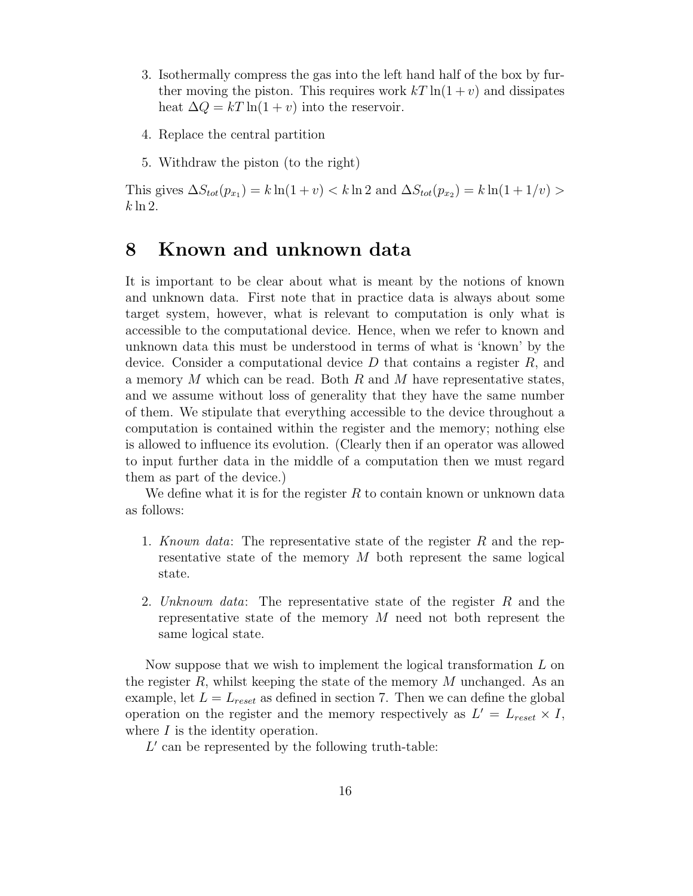3. Isothermally compress the gas into the left hand half of the box by further moving the piston. This requires work $kT\ln(1+v)$ and dissipates heat $\Delta Q = kT\ln(1+v)$ into the reservoir.

4. Replace the central partition

5. Withdraw the piston (to the right)

This gives $\Delta S_{tot}(p_{x_1}) = k\ln(1+v) < k\ln 2$ and $\Delta S_{tot}(p_{x_2}) = k\ln(1+1/v) > k\ln 2$.

# 8 Known and unknown data

It is important to be clear about what is meant by the notions of known and unknown data. First note that in practice data is always about some target system, however, what is relevant to computation is only what is accessible to the computational device. Hence, when we refer to known and unknown data this must be understood in terms of what is 'known' by the device. Consider a computational device $D$ that contains a register $R$, and a memory $M$ which can be read. Both $R$ and $M$ have representative states, and we assume without loss of generality that they have the same number of them. We stipulate that everything accessible to the device throughout a computation is contained within the register and the memory; nothing else is allowed to influence its evolution. (Clearly then if an operator was allowed to input further data in the middle of a computation then we must regard them as part of the device.)

We define what it is for the register $R$ to contain known or unknown data as follows:

1. *Known data*: The representative state of the register $R$ and the representative state of the memory $M$ both represent the same logical state.

2. *Unknown data*: The representative state of the register $R$ and the representative state of the memory $M$ need not both represent the same logical state.

Now suppose that we wish to implement the logical transformation $L$ on the register $R$, whilst keeping the state of the memory $M$ unchanged. As an example, let $L = L_{reset}$ as defined in section 7. Then we can define the global operation on the register and the memory respectively as $L' = L_{reset} \times I$, where $I$ is the identity operation.

$L'$ can be represented by the following truth-table: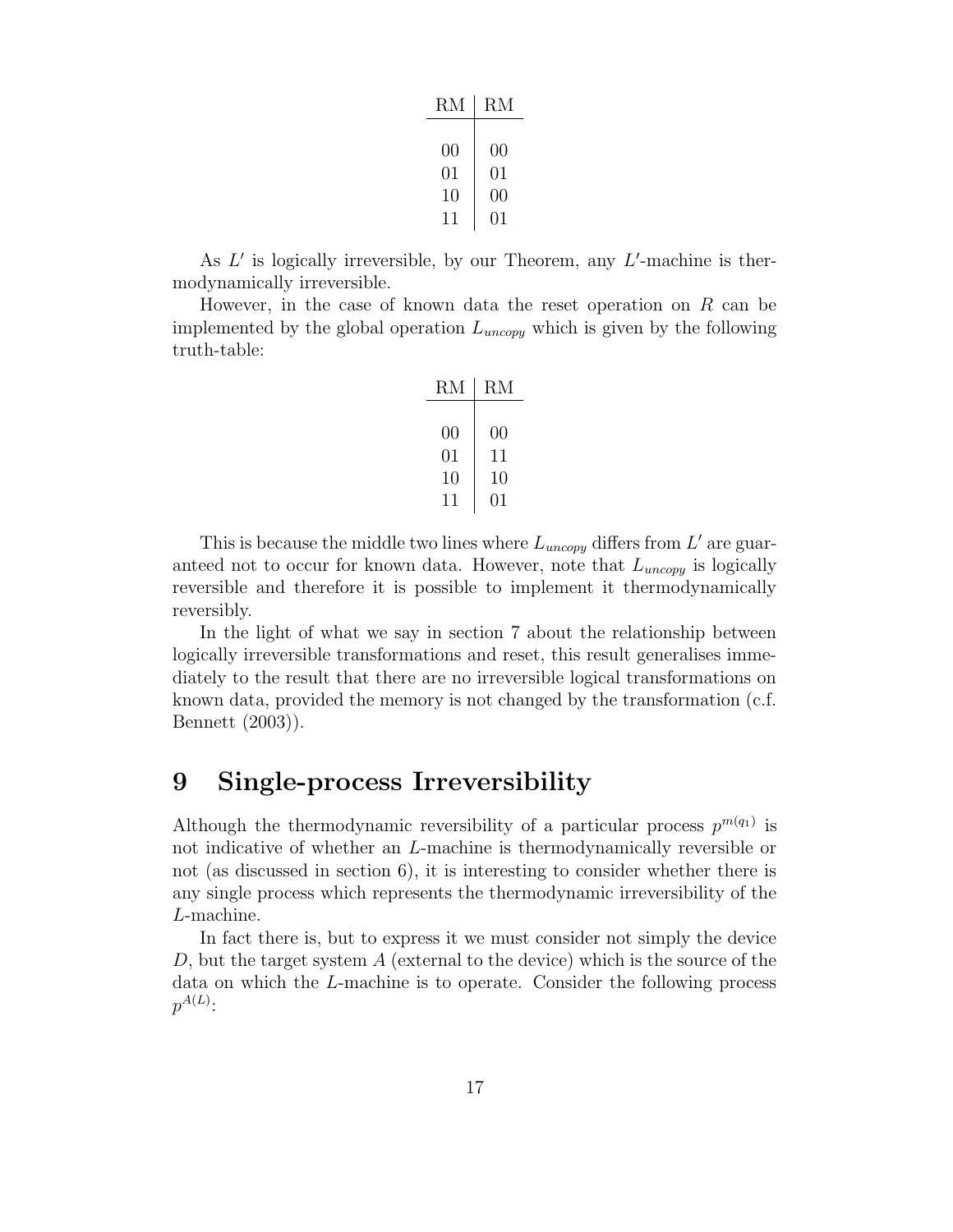| RM | RM |
|---|---|
| 00 | 00 |
| 01 | 01 |
| 10 | 00 |
| 11 | 01 |

As $L'$ is logically irreversible, by our Theorem, any $L'$-machine is thermodynamically irreversible.

However, in the case of known data the reset operation on $R$ can be implemented by the global operation $L_{uncopy}$ which is given by the following truth-table:

| RM | RM |
|---|---|
| 00 | 00 |
| 01 | 11 |
| 10 | 10 |
| 11 | 01 |

This is because the middle two lines where $L_{uncopy}$ differs from $L'$ are guaranteed not to occur for known data. However, note that $L_{uncopy}$ is logically reversible and therefore it is possible to implement it thermodynamically reversibly.

In the light of what we say in section 7 about the relationship between logically irreversible transformations and reset, this result generalises immediately to the result that there are no irreversible logical transformations on known data, provided the memory is not changed by the transformation (c.f. Bennett (2003)).

# 9 Single-process Irreversibility

Although the thermodynamic reversibility of a particular process $p^{m(q_1)}$ is not indicative of whether an $L$-machine is thermodynamically reversible or not (as discussed in section 6), it is interesting to consider whether there is any single process which represents the thermodynamic irreversibility of the $L$-machine.

In fact there is, but to express it we must consider not simply the device $D$, but the target system $A$ (external to the device) which is the source of the data on which the $L$-machine is to operate. Consider the following process $p^{A(L)}$: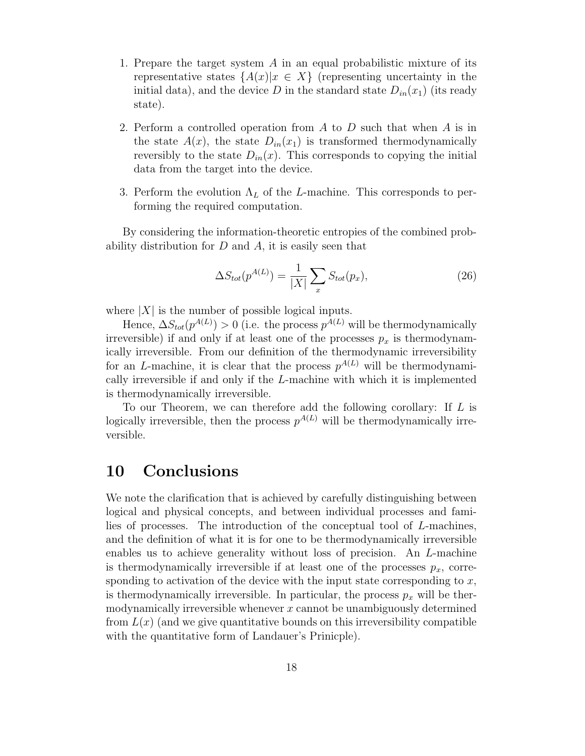1. Prepare the target system $A$ in an equal probabilistic mixture of its representative states $\{A(x)|x \in X\}$ (representing uncertainty in the initial data), and the device $D$ in the standard state $D_{in}(x_1)$ (its ready state).

2. Perform a controlled operation from $A$ to $D$ such that when $A$ is in the state $A(x)$, the state $D_{in}(x_1)$ is transformed thermodynamically reversibly to the state $D_{in}(x)$. This corresponds to copying the initial data from the target into the device.

3. Perform the evolution $\Lambda_L$ of the $L$-machine. This corresponds to performing the required computation.

By considering the information-theoretic entropies of the combined probability distribution for $D$ and $A$, it is easily seen that

$$\Delta S_{tot}(p^{A(L)}) = \frac{1}{|X|} \sum_{x} S_{tot}(p_x), \tag{26}$$

where $|X|$ is the number of possible logical inputs.

Hence, $\Delta S_{tot}(p^{A(L)}) > 0$ (i.e. the process $p^{A(L)}$ will be thermodynamically irreversible) if and only if at least one of the processes $p_x$ is thermodynamically irreversible. From our definition of the thermodynamic irreversibility for an $L$-machine, it is clear that the process $p^{A(L)}$ will be thermodynamically irreversible if and only if the $L$-machine with which it is implemented is thermodynamically irreversible.

To our Theorem, we can therefore add the following corollary: If $L$ is logically irreversible, then the process $p^{A(L)}$ will be thermodynamically irreversible.

# 10 Conclusions

We note the clarification that is achieved by carefully distinguishing between logical and physical concepts, and between individual processes and families of processes. The introduction of the conceptual tool of $L$-machines, and the definition of what it is for one to be thermodynamically irreversible enables us to achieve generality without loss of precision. An $L$-machine is thermodynamically irreversible if at least one of the processes $p_x$, corresponding to activation of the device with the input state corresponding to $x$, is thermodynamically irreversible. In particular, the process $p_x$ will be thermodynamically irreversible whenever $x$ cannot be unambiguously determined from $L(x)$ (and we give quantitative bounds on this irreversibility compatible with the quantitative form of Landauer's Prinicple).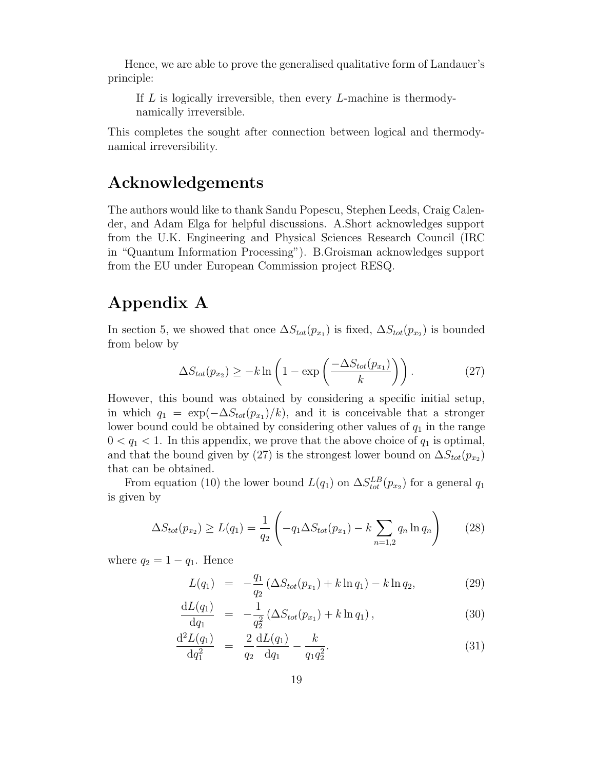Hence, we are able to prove the generalised qualitative form of Landauer's principle:

> If $L$ is logically irreversible, then every $L$-machine is thermodynamically irreversible.

This completes the sought after connection between logical and thermodynamical irreversibility.

## Acknowledgements

The authors would like to thank Sandu Popescu, Stephen Leeds, Craig Callender, and Adam Elga for helpful discussions. A.Short acknowledges support from the U.K. Engineering and Physical Sciences Research Council (IRC in "Quantum Information Processing"). B.Groisman acknowledges support from the EU under European Commission project RESQ.

## Appendix A

In section 5, we showed that once $\Delta S_{tot}(p_{x_1})$ is fixed, $\Delta S_{tot}(p_{x_2})$ is bounded from below by

$$\Delta S_{tot}(p_{x_2}) \geq -k \ln \left( 1 - \exp \left( \frac{-\Delta S_{tot}(p_{x_1})}{k} \right) \right). \tag{27}$$

However, this bound was obtained by considering a specific initial setup, in which $q_1 = \exp(-\Delta S_{tot}(p_{x_1})/k)$, and it is conceivable that a stronger lower bound could be obtained by considering other values of $q_1$ in the range $0 < q_1 < 1$. In this appendix, we prove that the above choice of $q_1$ is optimal, and that the bound given by (27) is the strongest lower bound on $\Delta S_{tot}(p_{x_2})$ that can be obtained.

From equation (10) the lower bound $L(q_1)$ on $\Delta S_{tot}^{LB}(p_{x_2})$ for a general $q_1$ is given by

$$\Delta S_{tot}(p_{x_2}) \geq L(q_1) = \frac{1}{q_2} \left( -q_1 \Delta S_{tot}(p_{x_1}) - k \sum_{n=1,2} q_n \ln q_n \right) \tag{28}$$

where $q_2 = 1 - q_1$. Hence

$$L(q_1) = -\frac{q_1}{q_2} \left( \Delta S_{tot}(p_{x_1}) + k \ln q_1 \right) - k \ln q_2, \tag{29}$$

$$\frac{\mathrm{d}L(q_1)}{\mathrm{d}q_1} = -\frac{1}{q_2^2} \left( \Delta S_{tot}(p_{x_1}) + k \ln q_1 \right), \tag{30}$$

$$\frac{\mathrm{d}^2 L(q_1)}{\mathrm{d}q_1^2} = \frac{2}{q_2} \frac{\mathrm{d}L(q_1)}{\mathrm{d}q_1} - \frac{k}{q_1 q_2^2}. \tag{31}$$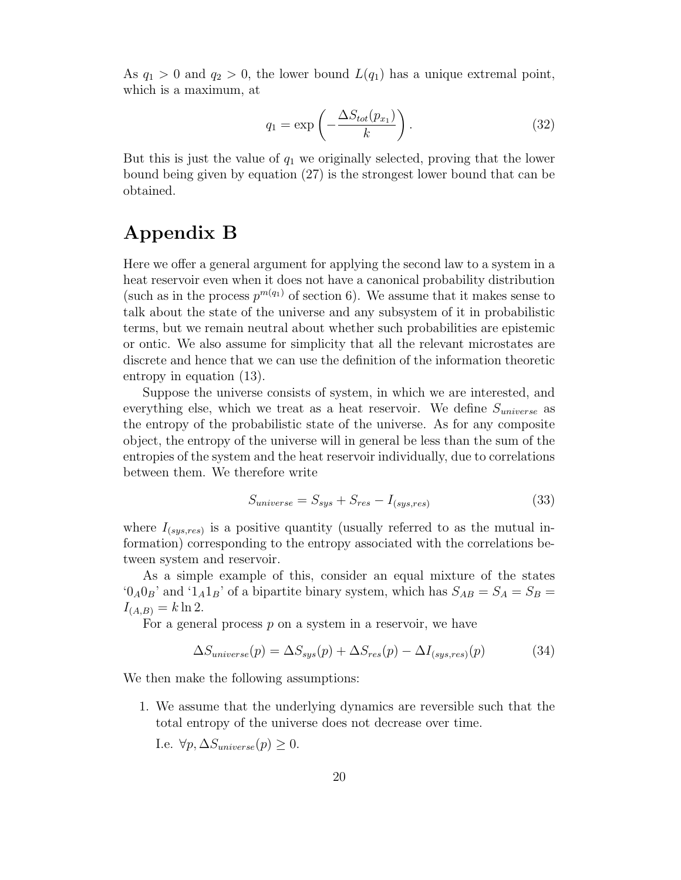As $q_1 > 0$ and $q_2 > 0$, the lower bound $L(q_1)$ has a unique extremal point, which is a maximum, at

$$q_1 = \exp\left(-\frac{\Delta S_{tot}(p_{x_1})}{k}\right). \tag{32}$$

But this is just the value of $q_1$ we originally selected, proving that the lower bound being given by equation (27) is the strongest lower bound that can be obtained.

# Appendix B

Here we offer a general argument for applying the second law to a system in a heat reservoir even when it does not have a canonical probability distribution (such as in the process $p^{m(q_1)}$ of section 6). We assume that it makes sense to talk about the state of the universe and any subsystem of it in probabilistic terms, but we remain neutral about whether such probabilities are epistemic or ontic. We also assume for simplicity that all the relevant microstates are discrete and hence that we can use the definition of the information theoretic entropy in equation (13).

Suppose the universe consists of system, in which we are interested, and everything else, which we treat as a heat reservoir. We define $S_{universe}$ as the entropy of the probabilistic state of the universe. As for any composite object, the entropy of the universe will in general be less than the sum of the entropies of the system and the heat reservoir individually, due to correlations between them. We therefore write

$$S_{universe} = S_{sys} + S_{res} - I_{(sys,res)} \tag{33}$$

where $I_{(sys,res)}$ is a positive quantity (usually referred to as the mutual information) corresponding to the entropy associated with the correlations between system and reservoir.

As a simple example of this, consider an equal mixture of the states '$0_A 0_B$' and '$1_A 1_B$' of a bipartite binary system, which has $S_{AB} = S_A = S_B = I_{(A,B)} = k \ln 2$.

For a general process $p$ on a system in a reservoir, we have

$$\Delta S_{universe}(p) = \Delta S_{sys}(p) + \Delta S_{res}(p) - \Delta I_{(sys,res)}(p) \tag{34}$$

We then make the following assumptions:

1. We assume that the underlying dynamics are reversible such that the total entropy of the universe does not decrease over time.

   I.e. $\forall p, \Delta S_{universe}(p) \geq 0$.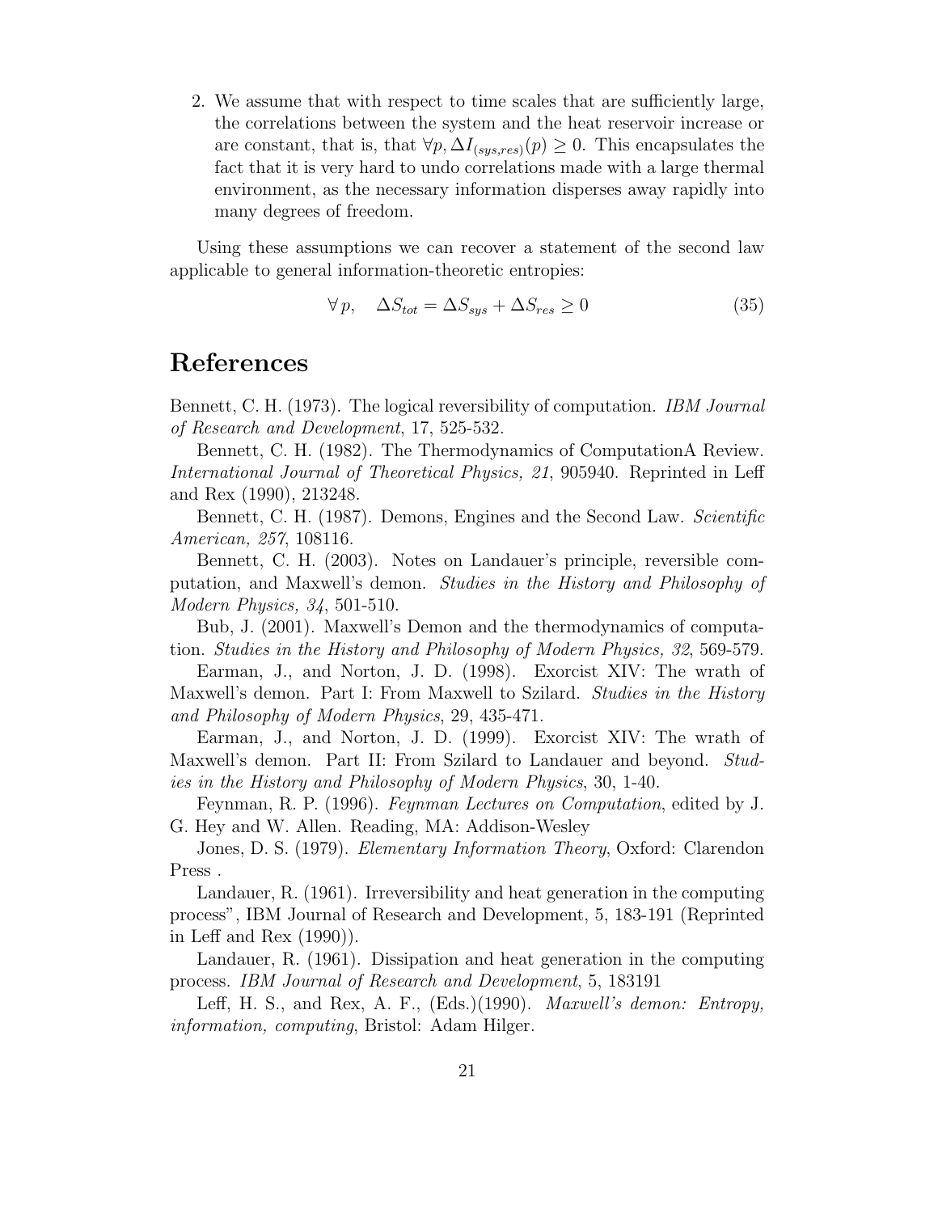2. We assume that with respect to time scales that are sufficiently large, the correlations between the system and the heat reservoir increase or are constant, that is, that $\forall p, \Delta I_{(sys,res)}(p) \geq 0$. This encapsulates the fact that it is very hard to undo correlations made with a large thermal environment, as the necessary information disperses away rapidly into many degrees of freedom.

Using these assumptions we can recover a statement of the second law applicable to general information-theoretic entropies:

$$\forall\, p, \quad \Delta S_{tot} = \Delta S_{sys} + \Delta S_{res} \geq 0 \tag{35}$$

# References

Bennett, C. H. (1973). The logical reversibility of computation. *IBM Journal of Research and Development*, 17, 525-532.

Bennett, C. H. (1982). The Thermodynamics of ComputationA Review. *International Journal of Theoretical Physics, 21*, 905940. Reprinted in Leff and Rex (1990), 213248.

Bennett, C. H. (1987). Demons, Engines and the Second Law. *Scientific American, 257*, 108116.

Bennett, C. H. (2003). Notes on Landauer's principle, reversible computation, and Maxwell's demon. *Studies in the History and Philosophy of Modern Physics, 34*, 501-510.

Bub, J. (2001). Maxwell's Demon and the thermodynamics of computation. *Studies in the History and Philosophy of Modern Physics, 32*, 569-579.

Earman, J., and Norton, J. D. (1998). Exorcist XIV: The wrath of Maxwell's demon. Part I: From Maxwell to Szilard. *Studies in the History and Philosophy of Modern Physics*, 29, 435-471.

Earman, J., and Norton, J. D. (1999). Exorcist XIV: The wrath of Maxwell's demon. Part II: From Szilard to Landauer and beyond. *Studies in the History and Philosophy of Modern Physics*, 30, 1-40.

Feynman, R. P. (1996). *Feynman Lectures on Computation*, edited by J. G. Hey and W. Allen. Reading, MA: Addison-Wesley

Jones, D. S. (1979). *Elementary Information Theory*, Oxford: Clarendon Press .

Landauer, R. (1961). Irreversibility and heat generation in the computing process", IBM Journal of Research and Development, 5, 183-191 (Reprinted in Leff and Rex (1990)).

Landauer, R. (1961). Dissipation and heat generation in the computing process. *IBM Journal of Research and Development*, 5, 183191

Leff, H. S., and Rex, A. F., (Eds.)(1990). *Maxwell's demon: Entropy, information, computing*, Bristol: Adam Hilger.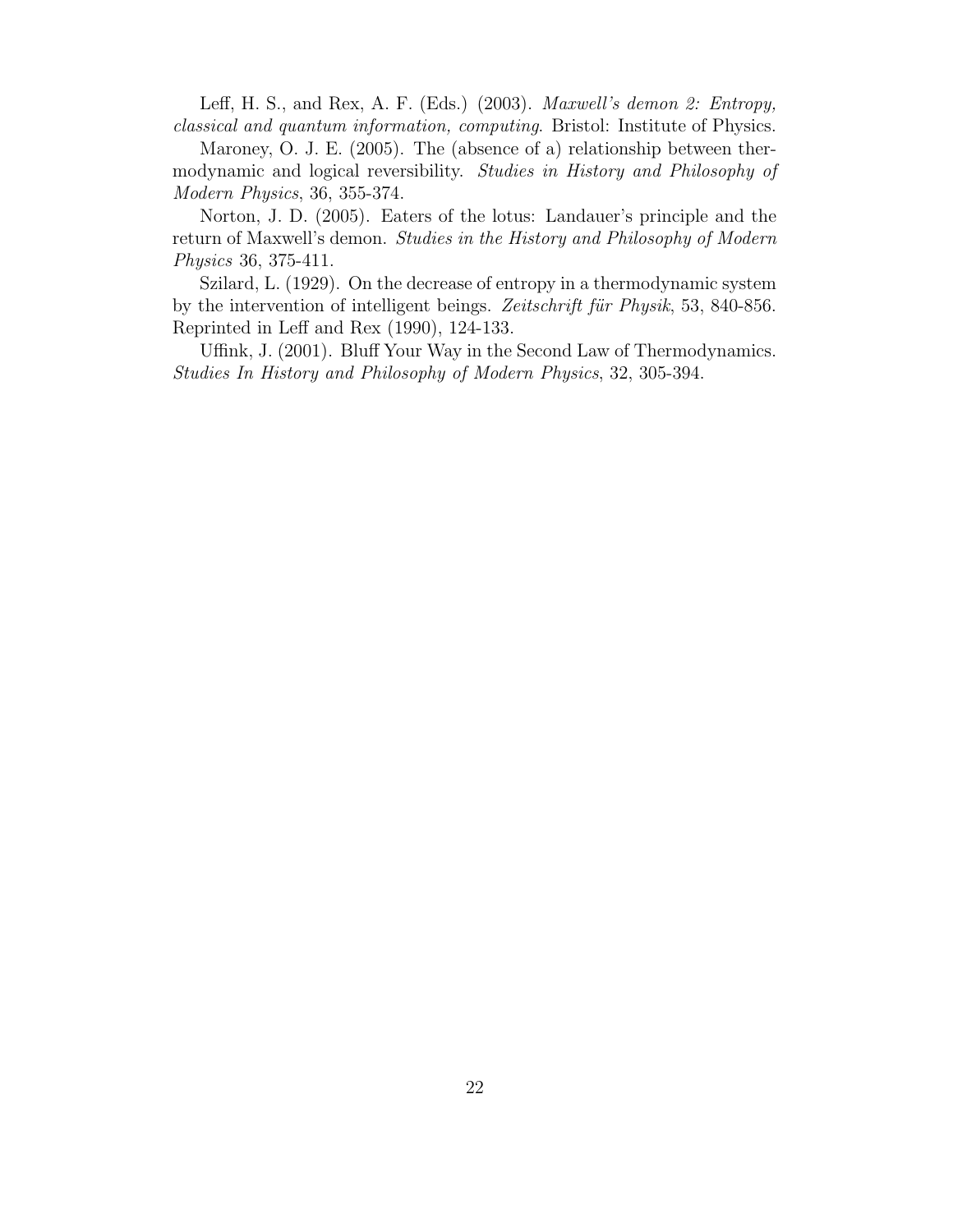Leff, H. S., and Rex, A. F. (Eds.) (2003). *Maxwell's demon 2: Entropy, classical and quantum information, computing*. Bristol: Institute of Physics.

Maroney, O. J. E. (2005). The (absence of a) relationship between thermodynamic and logical reversibility. *Studies in History and Philosophy of Modern Physics*, 36, 355-374.

Norton, J. D. (2005). Eaters of the lotus: Landauer's principle and the return of Maxwell's demon. *Studies in the History and Philosophy of Modern Physics* 36, 375-411.

Szilard, L. (1929). On the decrease of entropy in a thermodynamic system by the intervention of intelligent beings. *Zeitschrift für Physik*, 53, 840-856. Reprinted in Leff and Rex (1990), 124-133.

Uffink, J. (2001). Bluff Your Way in the Second Law of Thermodynamics. *Studies In History and Philosophy of Modern Physics*, 32, 305-394.